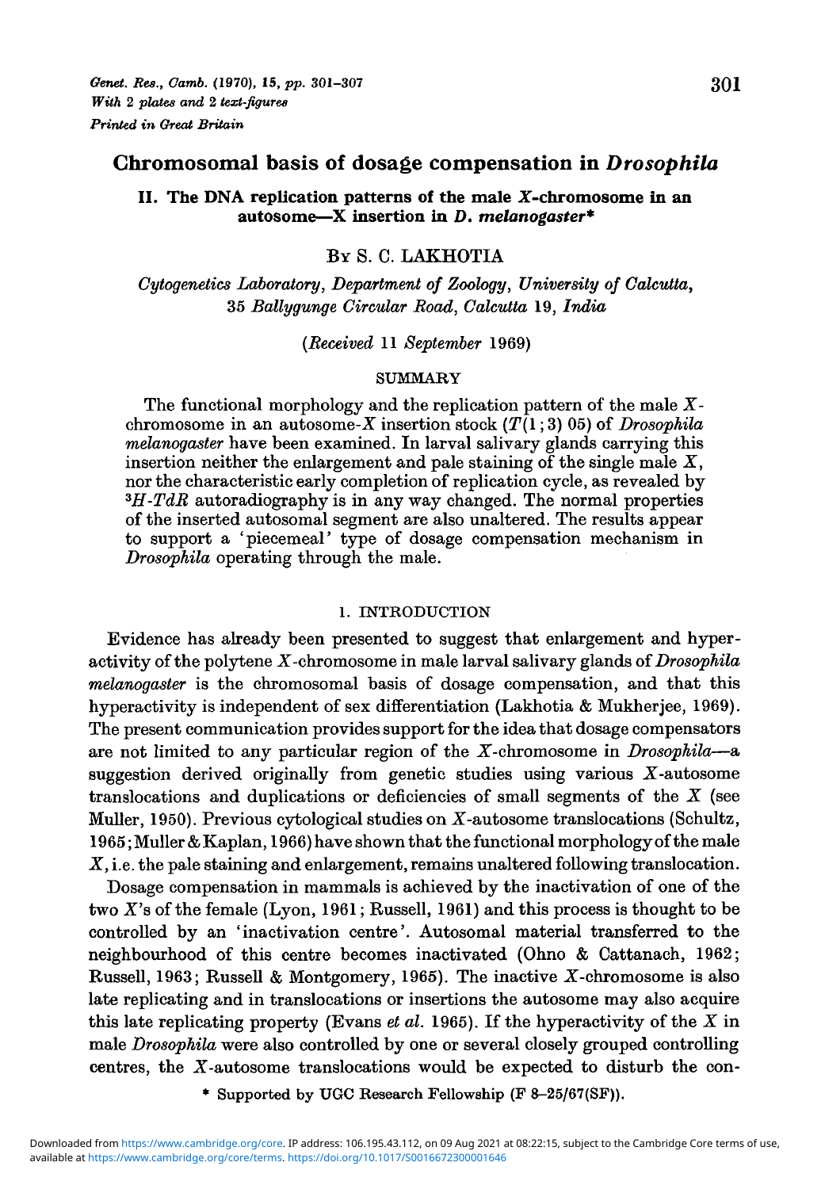# Chromosomal basis of dosage compensation in *Drosophila*

## II. The DNA replication patterns of the male *X*-chromosome in an autosome—X insertion in *D. melanogaster**

By S. C. LAKHOTIA

*Cytogenetics Laboratory, Department of Zoology, University of Calcutta, 35 Ballygunge Circular Road, Calcutta 19, India*

(*Received* 11 *September* 1969)

### SUMMARY

The functional morphology and the replication pattern of the male *X*-chromosome in an autosome-*X* insertion stock (*T*(1;3) 05) of *Drosophila melanogaster* have been examined. In larval salivary glands carrying this insertion neither the enlargement and pale staining of the single male *X*, nor the characteristic early completion of replication cycle, as revealed by $^3H$-*TdR* autoradiography is in any way changed. The normal properties of the inserted autosomal segment are also unaltered. The results appear to support a 'piecemeal' type of dosage compensation mechanism in *Drosophila* operating through the male.

### 1. INTRODUCTION

Evidence has already been presented to suggest that enlargement and hyperactivity of the polytene *X*-chromosome in male larval salivary glands of *Drosophila melanogaster* is the chromosomal basis of dosage compensation, and that this hyperactivity is independent of sex differentiation (Lakhotia & Mukherjee, 1969). The present communication provides support for the idea that dosage compensators are not limited to any particular region of the *X*-chromosome in *Drosophila*—a suggestion derived originally from genetic studies using various *X*-autosome translocations and duplications or deficiencies of small segments of the *X* (see Muller, 1950). Previous cytological studies on *X*-autosome translocations (Schultz, 1965; Muller & Kaplan, 1966) have shown that the functional morphology of the male *X*, i.e. the pale staining and enlargement, remains unaltered following translocation.

Dosage compensation in mammals is achieved by the inactivation of one of the two *X*'s of the female (Lyon, 1961; Russell, 1961) and this process is thought to be controlled by an 'inactivation centre'. Autosomal material transferred to the neighbourhood of this centre becomes inactivated (Ohno & Cattanach, 1962; Russell, 1963; Russell & Montgomery, 1965). The inactive *X*-chromosome is also late replicating and in translocations or insertions the autosome may also acquire this late replicating property (Evans *et al.* 1965). If the hyperactivity of the *X* in male *Drosophila* were also controlled by one or several closely grouped controlling centres, the *X*-autosome translocations would be expected to disturb the con-

* Supported by UGC Research Fellowship (F 8–25/67(SF)).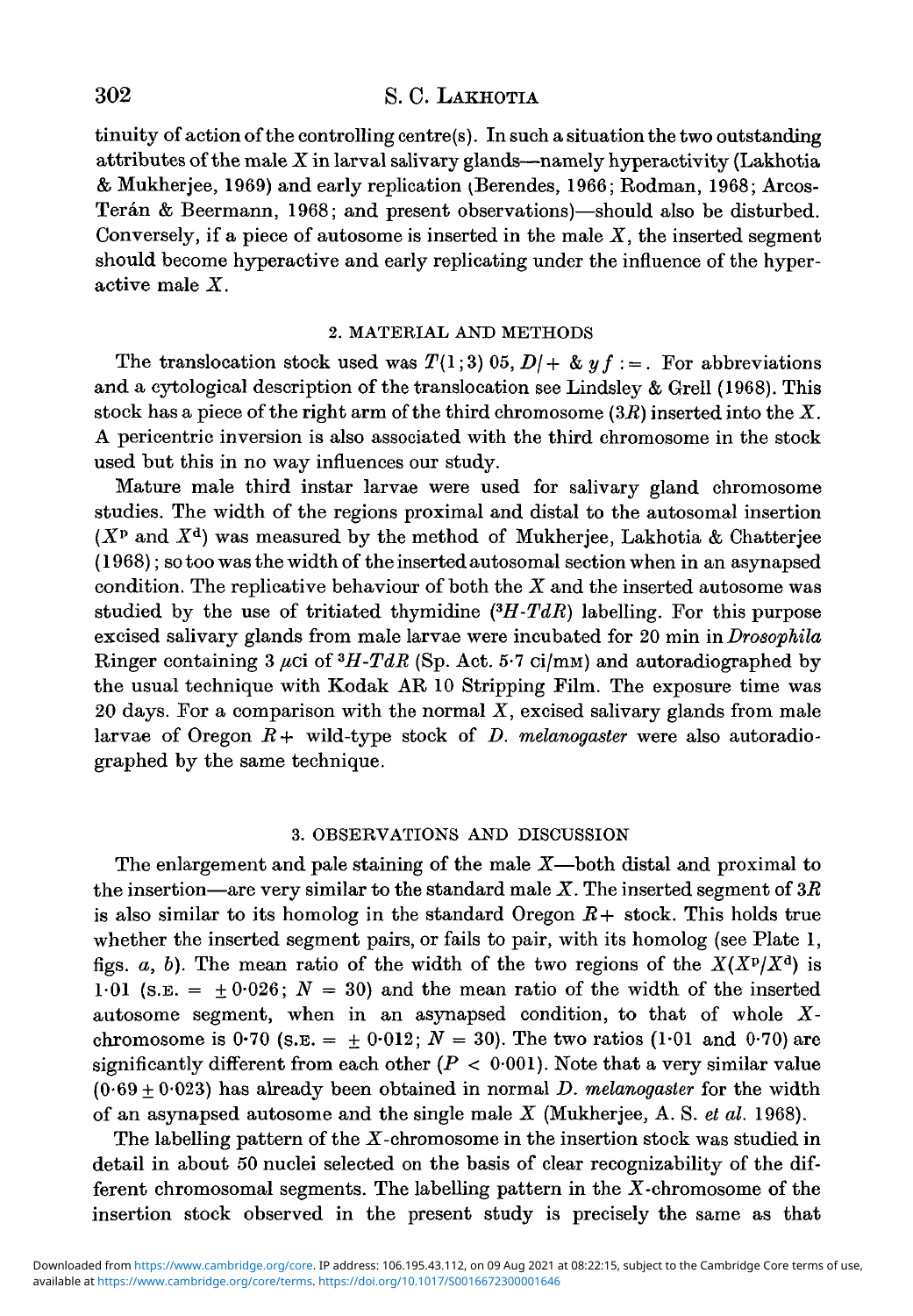tinuity of action of the controlling centre(s). In such a situation the two outstanding attributes of the male $X$ in larval salivary glands—namely hyperactivity (Lakhotia & Mukherjee, 1969) and early replication (Berendes, 1966; Rodman, 1968; Arcos-Terán & Beermann, 1968; and present observations)—should also be disturbed. Conversely, if a piece of autosome is inserted in the male $X$, the inserted segment should become hyperactive and early replicating under the influence of the hyperactive male $X$.

## 2. MATERIAL AND METHODS

The translocation stock used was $T(1;3)$ 05, $D/+$ & $y f :=$. For abbreviations and a cytological description of the translocation see Lindsley & Grell (1968). This stock has a piece of the right arm of the third chromosome ($3R$) inserted into the $X$. A pericentric inversion is also associated with the third chromosome in the stock used but this in no way influences our study.

Mature male third instar larvae were used for salivary gland chromosome studies. The width of the regions proximal and distal to the autosomal insertion ($X^p$ and $X^d$) was measured by the method of Mukherjee, Lakhotia & Chatterjee (1968); so too was the width of the inserted autosomal section when in an asynapsed condition. The replicative behaviour of both the $X$ and the inserted autosome was studied by the use of tritiated thymidine ($^3H$-$TdR$) labelling. For this purpose excised salivary glands from male larvae were incubated for 20 min in *Drosophila* Ringer containing 3 $\mu$ci of $^3H$-$TdR$ (Sp. Act. 5·7 ci/mM) and autoradiographed by the usual technique with Kodak AR 10 Stripping Film. The exposure time was 20 days. For a comparison with the normal $X$, excised salivary glands from male larvae of Oregon $R+$ wild-type stock of *D. melanogaster* were also autoradiographed by the same technique.

## 3. OBSERVATIONS AND DISCUSSION

The enlargement and pale staining of the male $X$—both distal and proximal to the insertion—are very similar to the standard male $X$. The inserted segment of $3R$ is also similar to its homolog in the standard Oregon $R+$ stock. This holds true whether the inserted segment pairs, or fails to pair, with its homolog (see Plate 1, figs. *a*, *b*). The mean ratio of the width of the two regions of the $X(X^p/X^d)$ is 1·01 (S.E. $= \pm 0{\cdot}026$; $N = 30$) and the mean ratio of the width of the inserted autosome segment, when in an asynapsed condition, to that of whole $X$-chromosome is 0·70 (S.E. $= \pm 0{\cdot}012$; $N = 30$). The two ratios (1·01 and 0·70) are significantly different from each other ($P < 0{\cdot}001$). Note that a very similar value ($0{\cdot}69 \pm 0{\cdot}023$) has already been obtained in normal *D. melanogaster* for the width of an asynapsed autosome and the single male $X$ (Mukherjee, A. S. *et al.* 1968).

The labelling pattern of the $X$-chromosome in the insertion stock was studied in detail in about 50 nuclei selected on the basis of clear recognizability of the different chromosomal segments. The labelling pattern in the $X$-chromosome of the insertion stock observed in the present study is precisely the same as that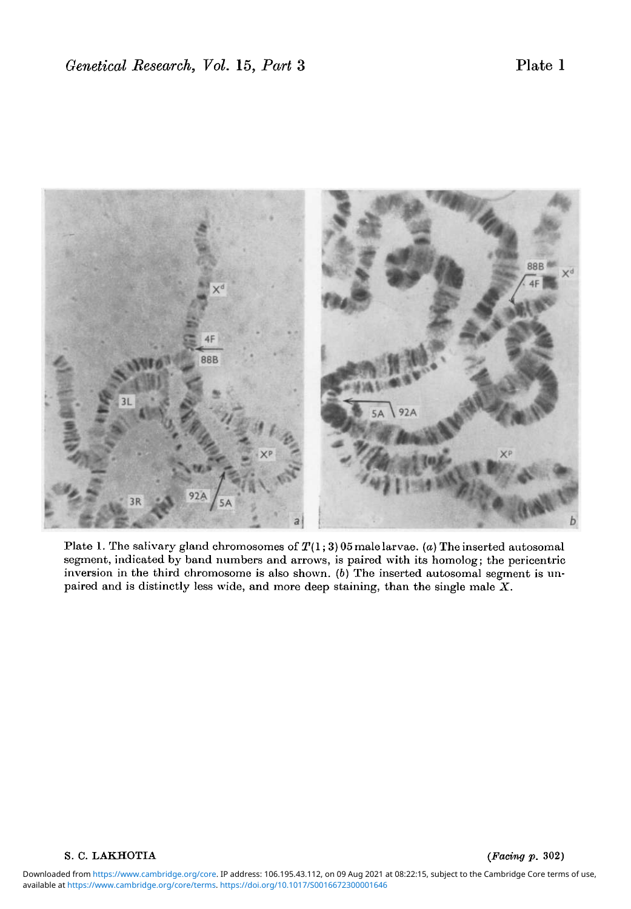Plate 1. The salivary gland chromosomes of $T(1;3)05$ male larvae. (*a*) The inserted autosomal segment, indicated by band numbers and arrows, is paired with its homolog; the pericentric inversion in the third chromosome is also shown. (*b*) The inserted autosomal segment is unpaired and is distinctly less wide, and more deep staining, than the single male $X$.

S. C. LAKHOTIA

(*Facing p.* 302)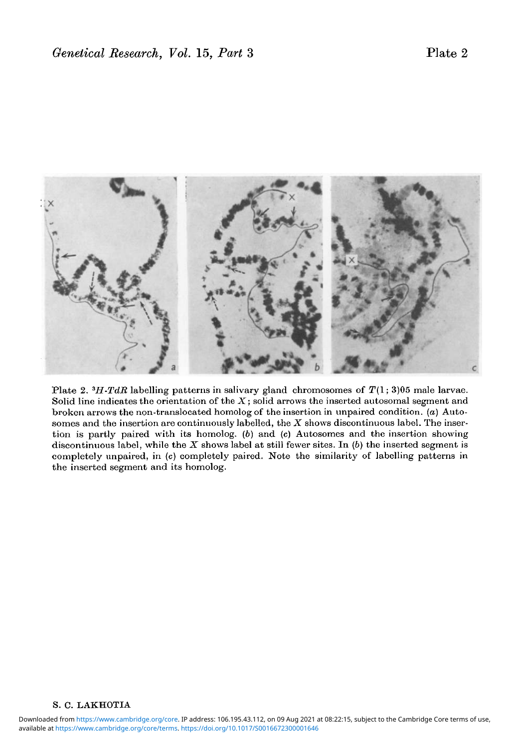Plate 2. $^3H$-*TdR* labelling patterns in salivary gland chromosomes of $T(1;3)05$ male larvae. Solid line indicates the orientation of the $X$; solid arrows the inserted autosomal segment and broken arrows the non-translocated homolog of the insertion in unpaired condition. (*a*) Autosomes and the insertion are continuously labelled, the $X$ shows discontinuous label. The insertion is partly paired with its homolog. (*b*) and (*c*) Autosomes and the insertion showing discontinuous label, while the $X$ shows label at still fewer sites. In (*b*) the inserted segment is completely unpaired, in (*c*) completely paired. Note the similarity of labelling patterns in the inserted segment and its homolog.

S. C. LAKHOTIA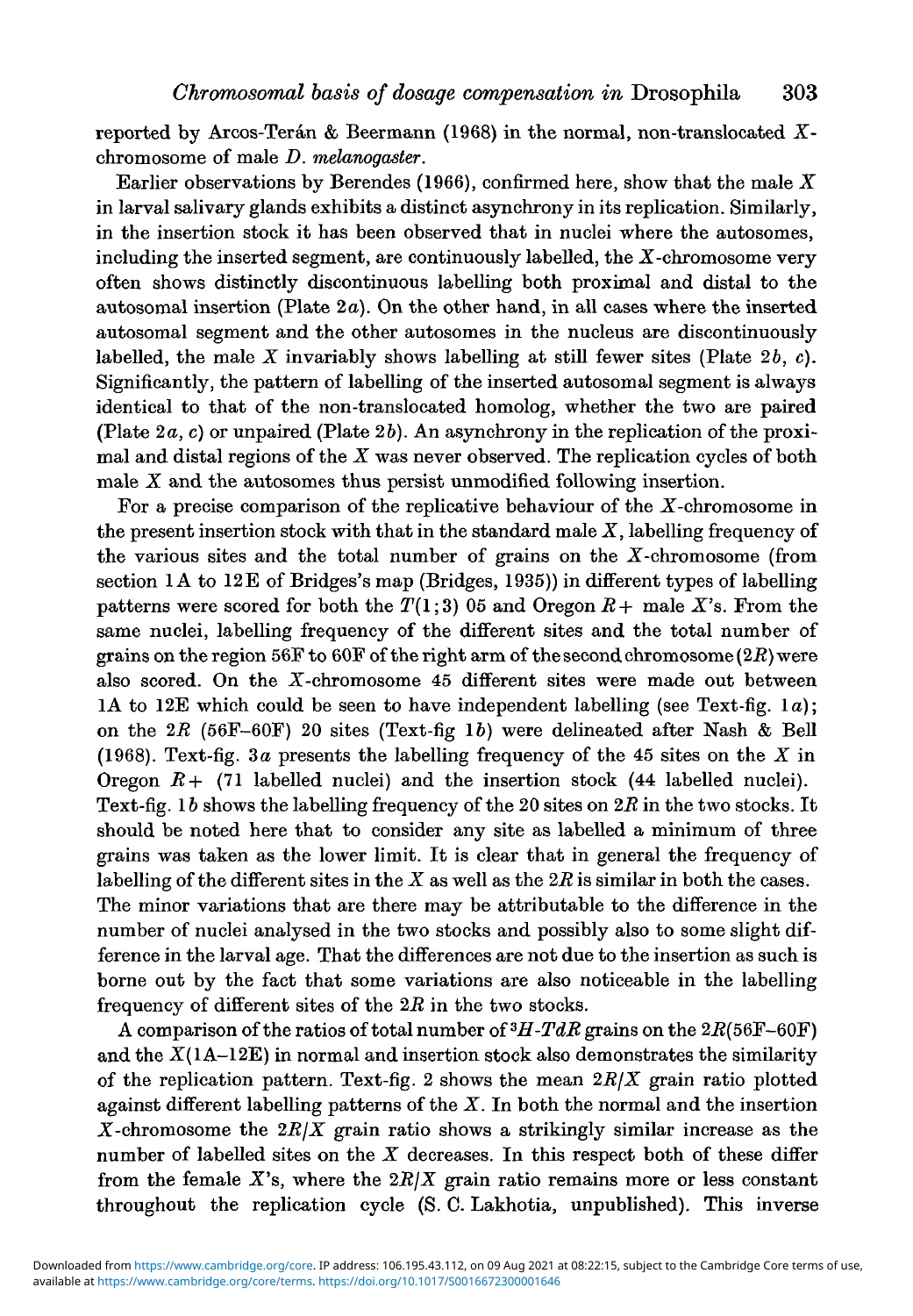reported by Arcos-Terán & Beermann (1968) in the normal, non-translocated $X$-chromosome of male *D. melanogaster*.

Earlier observations by Berendes (1966), confirmed here, show that the male $X$ in larval salivary glands exhibits a distinct asynchrony in its replication. Similarly, in the insertion stock it has been observed that in nuclei where the autosomes, including the inserted segment, are continuously labelled, the $X$-chromosome very often shows distinctly discontinuous labelling both proximal and distal to the autosomal insertion (Plate 2*a*). On the other hand, in all cases where the inserted autosomal segment and the other autosomes in the nucleus are discontinuously labelled, the male $X$ invariably shows labelling at still fewer sites (Plate 2*b*, *c*). Significantly, the pattern of labelling of the inserted autosomal segment is always identical to that of the non-translocated homolog, whether the two are paired (Plate 2*a*, *c*) or unpaired (Plate 2*b*). An asynchrony in the replication of the proximal and distal regions of the $X$ was never observed. The replication cycles of both male $X$ and the autosomes thus persist unmodified following insertion.

For a precise comparison of the replicative behaviour of the $X$-chromosome in the present insertion stock with that in the standard male $X$, labelling frequency of the various sites and the total number of grains on the $X$-chromosome (from section 1A to 12E of Bridges's map (Bridges, 1935)) in different types of labelling patterns were scored for both the $T(1;3)$ 05 and Oregon $R+$ male $X$'s. From the same nuclei, labelling frequency of the different sites and the total number of grains on the region 56F to 60F of the right arm of the second chromosome ($2R$) were also scored. On the $X$-chromosome 45 different sites were made out between 1A to 12E which could be seen to have independent labelling (see Text-fig. 1*a*); on the $2R$ (56F–60F) 20 sites (Text-fig 1*b*) were delineated after Nash & Bell (1968). Text-fig. 3*a* presents the labelling frequency of the 45 sites on the $X$ in Oregon $R+$ (71 labelled nuclei) and the insertion stock (44 labelled nuclei). Text-fig. 1*b* shows the labelling frequency of the 20 sites on $2R$ in the two stocks. It should be noted here that to consider any site as labelled a minimum of three grains was taken as the lower limit. It is clear that in general the frequency of labelling of the different sites in the $X$ as well as the $2R$ is similar in both the cases. The minor variations that are there may be attributable to the difference in the number of nuclei analysed in the two stocks and possibly also to some slight difference in the larval age. That the differences are not due to the insertion as such is borne out by the fact that some variations are also noticeable in the labelling frequency of different sites of the $2R$ in the two stocks.

A comparison of the ratios of total number of $^3H$-$TdR$ grains on the $2R$(56F–60F) and the $X$(1A–12E) in normal and insertion stock also demonstrates the similarity of the replication pattern. Text-fig. 2 shows the mean $2R/X$ grain ratio plotted against different labelling patterns of the $X$. In both the normal and the insertion $X$-chromosome the $2R/X$ grain ratio shows a strikingly similar increase as the number of labelled sites on the $X$ decreases. In this respect both of these differ from the female $X$'s, where the $2R/X$ grain ratio remains more or less constant throughout the replication cycle (S. C. Lakhotia, unpublished). This inverse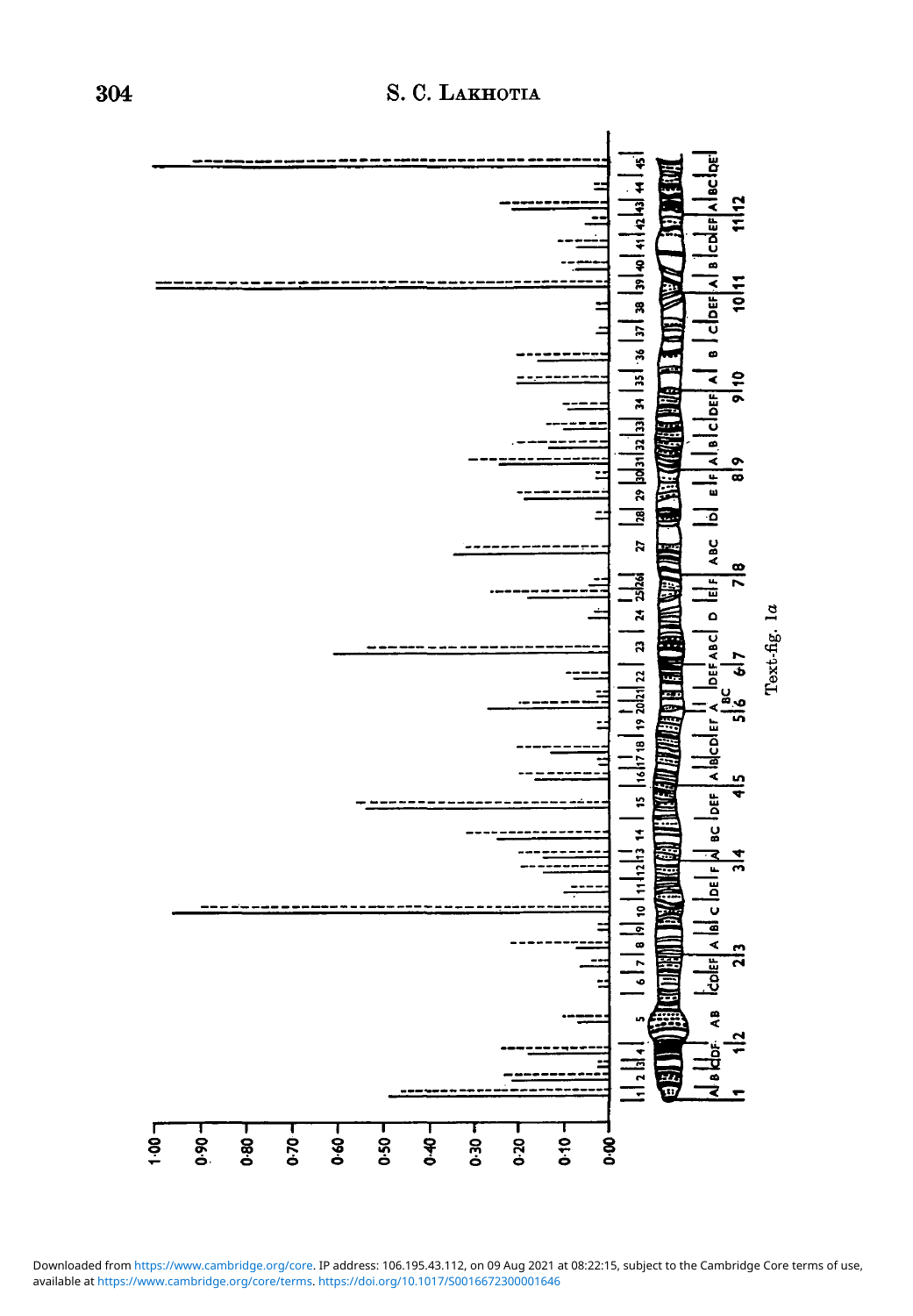Text-fig. 1a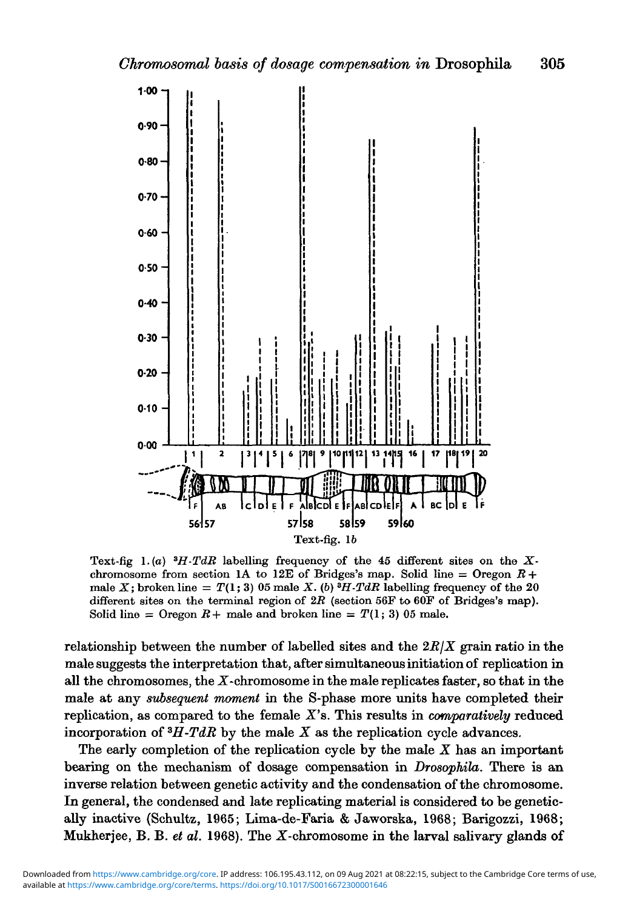Text-fig. 1b

Text-fig 1. (*a*) $^3H$-*TdR* labelling frequency of the 45 different sites on the *X*-chromosome from section 1A to 12E of Bridges's map. Solid line = Oregon *R* + male *X*; broken line = *T*(1; 3) 05 male *X*. (*b*) $^3H$-*TdR* labelling frequency of the 20 different sites on the terminal region of 2*R* (section 56F to 60F of Bridges's map). Solid line = Oregon *R* + male and broken line = *T*(1; 3) 05 male.

relationship between the number of labelled sites and the 2*R*/*X* grain ratio in the male suggests the interpretation that, after simultaneous initiation of replication in all the chromosomes, the *X*-chromosome in the male replicates faster, so that in the male at any *subsequent moment* in the S-phase more units have completed their replication, as compared to the female *X*'s. This results in *comparatively* reduced incorporation of $^3H$-*TdR* by the male *X* as the replication cycle advances.

The early completion of the replication cycle by the male *X* has an important bearing on the mechanism of dosage compensation in *Drosophila*. There is an inverse relation between genetic activity and the condensation of the chromosome. In general, the condensed and late replicating material is considered to be genetically inactive (Schultz, 1965; Lima-de-Faria & Jaworska, 1968; Barigozzi, 1968; Mukherjee, B. B. *et al.* 1968). The *X*-chromosome in the larval salivary glands of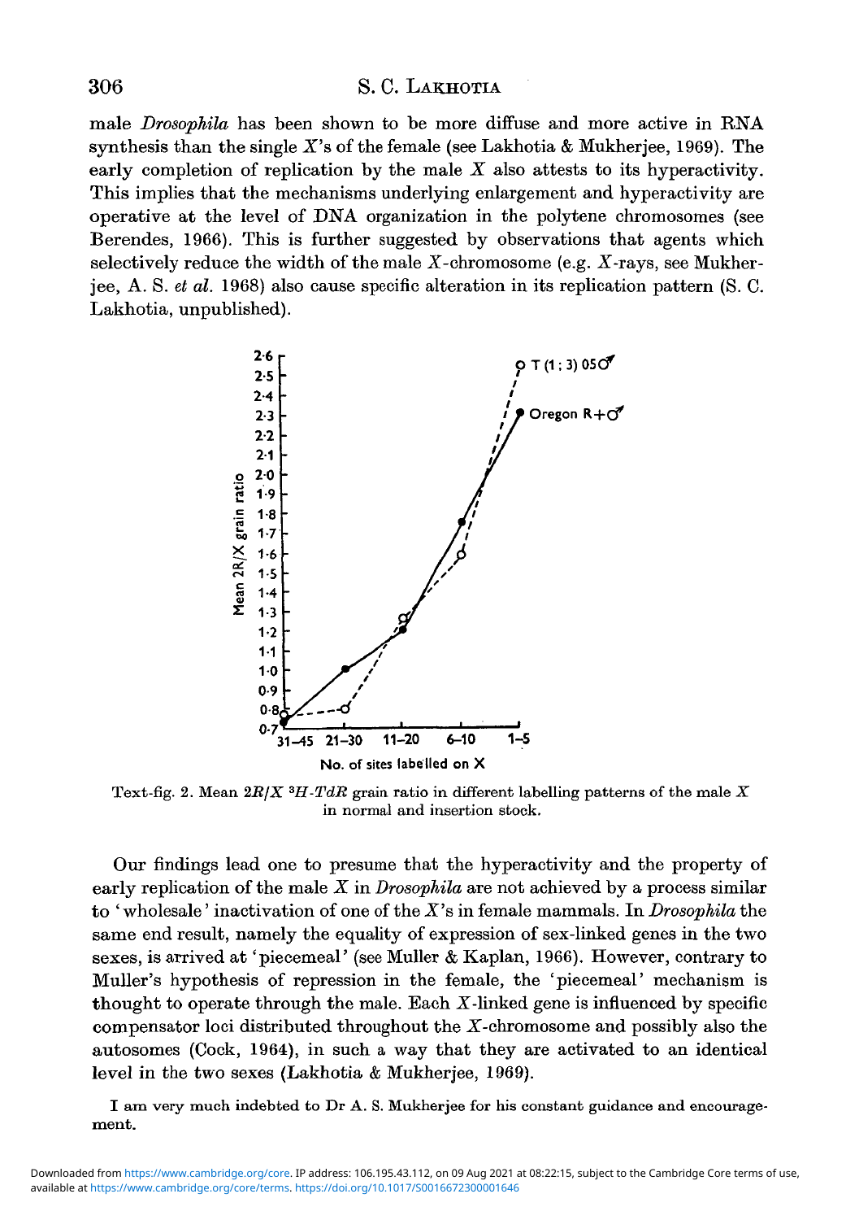male *Drosophila* has been shown to be more diffuse and more active in RNA synthesis than the single $X$'s of the female (see Lakhotia & Mukherjee, 1969). The early completion of replication by the male $X$ also attests to its hyperactivity. This implies that the mechanisms underlying enlargement and hyperactivity are operative at the level of DNA organization in the polytene chromosomes (see Berendes, 1966). This is further suggested by observations that agents which selectively reduce the width of the male $X$-chromosome (e.g. $X$-rays, see Mukherjee, A. S. *et al.* 1968) also cause specific alteration in its replication pattern (S. C. Lakhotia, unpublished).

Text-fig. 2. Mean $2R/X$ $^3H$-$TdR$ grain ratio in different labelling patterns of the male $X$ in normal and insertion stock.

Our findings lead one to presume that the hyperactivity and the property of early replication of the male $X$ in *Drosophila* are not achieved by a process similar to 'wholesale' inactivation of one of the $X$'s in female mammals. In *Drosophila* the same end result, namely the equality of expression of sex-linked genes in the two sexes, is arrived at 'piecemeal' (see Muller & Kaplan, 1966). However, contrary to Muller's hypothesis of repression in the female, the 'piecemeal' mechanism is thought to operate through the male. Each $X$-linked gene is influenced by specific compensator loci distributed throughout the $X$-chromosome and possibly also the autosomes (Cock, 1964), in such a way that they are activated to an identical level in the two sexes (Lakhotia & Mukherjee, 1969).

I am very much indebted to Dr A. S. Mukherjee for his constant guidance and encouragement.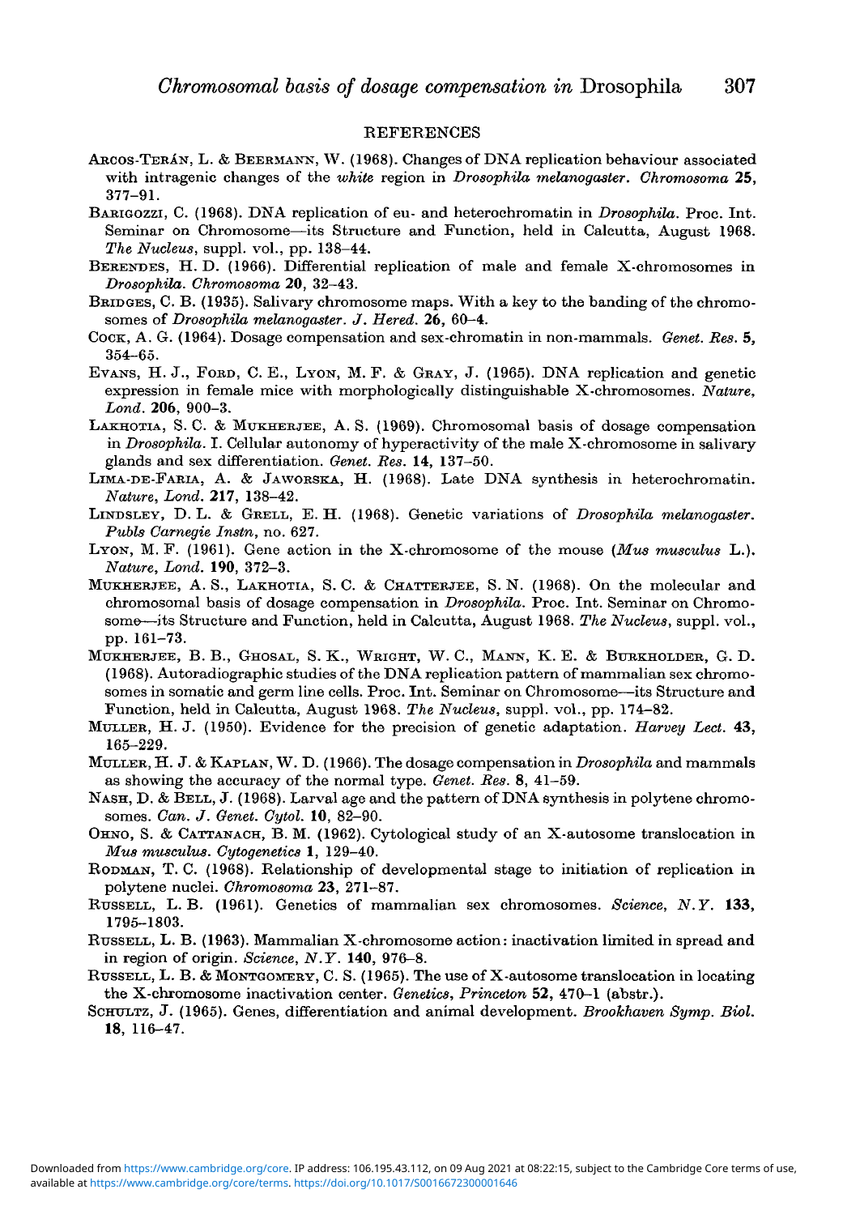## REFERENCES

ARCOS-TERÁN, L. & BEERMANN, W. (1968). Changes of DNA replication behaviour associated with intragenic changes of the *white* region in *Drosophila melanogaster*. *Chromosoma* **25**, 377–91.

BARIGOZZI, C. (1968). DNA replication of eu- and heterochromatin in *Drosophila*. Proc. Int. Seminar on Chromosome—its Structure and Function, held in Calcutta, August 1968. *The Nucleus*, suppl. vol., pp. 138–44.

BERENDES, H. D. (1966). Differential replication of male and female X-chromosomes in *Drosophila*. *Chromosoma* **20**, 32–43.

BRIDGES, C. B. (1935). Salivary chromosome maps. With a key to the banding of the chromosomes of *Drosophila melanogaster*. *J. Hered.* **26**, 60–4.

COCK, A. G. (1964). Dosage compensation and sex-chromatin in non-mammals. *Genet. Res.* **5**, 354–65.

EVANS, H. J., FORD, C. E., LYON, M. F. & GRAY, J. (1965). DNA replication and genetic expression in female mice with morphologically distinguishable X-chromosomes. *Nature, Lond.* **206**, 900–3.

LAKHOTIA, S. C. & MUKHERJEE, A. S. (1969). Chromosomal basis of dosage compensation in *Drosophila*. I. Cellular autonomy of hyperactivity of the male X-chromosome in salivary glands and sex differentiation. *Genet. Res.* **14**, 137–50.

LIMA-DE-FARIA, A. & JAWORSKA, H. (1968). Late DNA synthesis in heterochromatin. *Nature, Lond.* **217**, 138–42.

LINDSLEY, D. L. & GRELL, E. H. (1968). Genetic variations of *Drosophila melanogaster*. *Publs Carnegie Instn*, no. 627.

LYON, M. F. (1961). Gene action in the X-chromosome of the mouse (*Mus musculus* L.). *Nature, Lond.* **190**, 372–3.

MUKHERJEE, A. S., LAKHOTIA, S. C. & CHATTERJEE, S. N. (1968). On the molecular and chromosomal basis of dosage compensation in *Drosophila*. Proc. Int. Seminar on Chromosome—its Structure and Function, held in Calcutta, August 1968. *The Nucleus*, suppl. vol., pp. 161–73.

MUKHERJEE, B. B., GHOSAL, S. K., WRIGHT, W. C., MANN, K. E. & BURKHOLDER, G. D. (1968). Autoradiographic studies of the DNA replication pattern of mammalian sex chromosomes in somatic and germ line cells. Proc. Int. Seminar on Chromosome—its Structure and Function, held in Calcutta, August 1968. *The Nucleus*, suppl. vol., pp. 174–82.

MULLER, H. J. (1950). Evidence for the precision of genetic adaptation. *Harvey Lect.* **43**, 165–229.

MULLER, H. J. & KAPLAN, W. D. (1966). The dosage compensation in *Drosophila* and mammals as showing the accuracy of the normal type. *Genet. Res.* **8**, 41–59.

NASH, D. & BELL, J. (1968). Larval age and the pattern of DNA synthesis in polytene chromosomes. *Can. J. Genet. Cytol.* **10**, 82–90.

OHNO, S. & CATTANACH, B. M. (1962). Cytological study of an X-autosome translocation in *Mus musculus*. *Cytogenetics* **1**, 129–40.

RODMAN, T. C. (1968). Relationship of developmental stage to initiation of replication in polytene nuclei. *Chromosoma* **23**, 271–87.

RUSSELL, L. B. (1961). Genetics of mammalian sex chromosomes. *Science, N.Y.* **133**, 1795–1803.

RUSSELL, L. B. (1963). Mammalian X-chromosome action: inactivation limited in spread and in region of origin. *Science, N.Y.* **140**, 976–8.

RUSSELL, L. B. & MONTGOMERY, C. S. (1965). The use of X-autosome translocation in locating the X-chromosome inactivation center. *Genetics, Princeton* **52**, 470–1 (abstr.).

SCHULTZ, J. (1965). Genes, differentiation and animal development. *Brookhaven Symp. Biol.* **18**, 116–47.